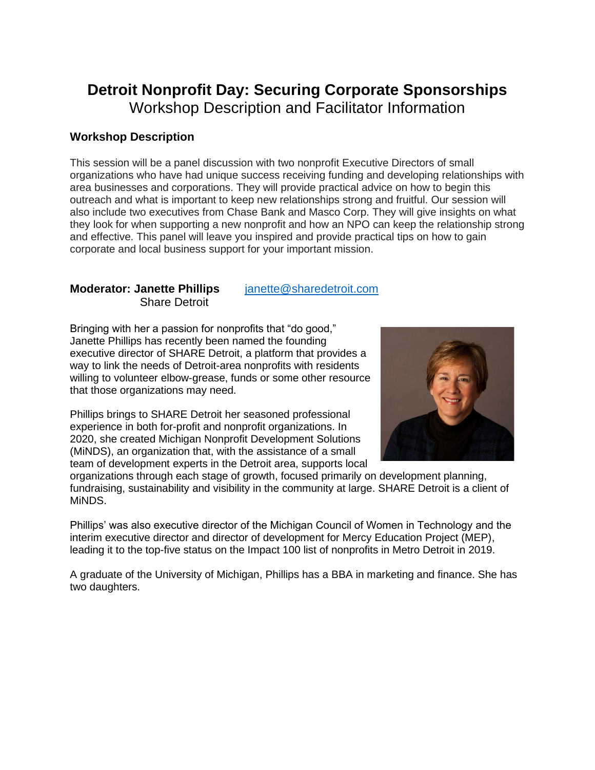# Detroit Nonprofit Day: Securing Corporate Sponsorships

Workshop Description and Facilitator Information

### Workshop Description

This session will be a panel discussion with two nonprofit Executive Directors of small organizations who have had unique success receiving funding and developing relationships with area businesses and corporations. They will provide practical advice on how to begin this outreach and what is important to keep new relationships strong and fruitful. Our session will also include two executives from Chase Bank and Masco Corp. They will give insights on what they look for when supporting a new nonprofit and how an NPO can keep the relationship strong and effective. This panel will leave you inspired and provide practical tips on how to gain corporate and local business support for your important mission.

**Moderator: Janette Phillips** [janette@sharedetroit.com](mailto:janette@sharedetroit.com)
Share Detroit

Bringing with her a passion for nonprofits that "do good," Janette Phillips has recently been named the founding executive director of SHARE Detroit, a platform that provides a way to link the needs of Detroit-area nonprofits with residents willing to volunteer elbow-grease, funds or some other resource that those organizations may need.

Phillips brings to SHARE Detroit her seasoned professional experience in both for-profit and nonprofit organizations. In 2020, she created Michigan Nonprofit Development Solutions (MiNDS), an organization that, with the assistance of a small team of development experts in the Detroit area, supports local organizations through each stage of growth, focused primarily on development planning, fundraising, sustainability and visibility in the community at large. SHARE Detroit is a client of MiNDS.

Phillips' was also executive director of the Michigan Council of Women in Technology and the interim executive director and director of development for Mercy Education Project (MEP), leading it to the top-five status on the Impact 100 list of nonprofits in Metro Detroit in 2019.

A graduate of the University of Michigan, Phillips has a BBA in marketing and finance. She has two daughters.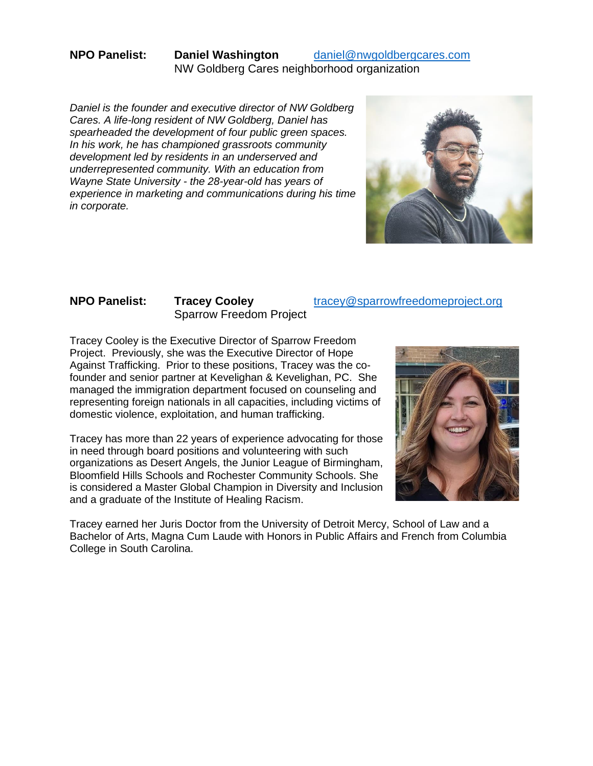**NPO Panelist:** **Daniel Washington** daniel@nwgoldbergcares.com
NW Goldberg Cares neighborhood organization

*Daniel is the founder and executive director of NW Goldberg Cares. A life-long resident of NW Goldberg, Daniel has spearheaded the development of four public green spaces. In his work, he has championed grassroots community development led by residents in an underserved and underrepresented community. With an education from Wayne State University - the 28-year-old has years of experience in marketing and communications during his time in corporate.*

**NPO Panelist:** **Tracey Cooley** tracey@sparrowfreedomeproject.org
Sparrow Freedom Project

Tracey Cooley is the Executive Director of Sparrow Freedom Project. Previously, she was the Executive Director of Hope Against Trafficking. Prior to these positions, Tracey was the co-founder and senior partner at Kevelighan & Kevelighan, PC. She managed the immigration department focused on counseling and representing foreign nationals in all capacities, including victims of domestic violence, exploitation, and human trafficking.

Tracey has more than 22 years of experience advocating for those in need through board positions and volunteering with such organizations as Desert Angels, the Junior League of Birmingham, Bloomfield Hills Schools and Rochester Community Schools. She is considered a Master Global Champion in Diversity and Inclusion and a graduate of the Institute of Healing Racism.

Tracey earned her Juris Doctor from the University of Detroit Mercy, School of Law and a Bachelor of Arts, Magna Cum Laude with Honors in Public Affairs and French from Columbia College in South Carolina.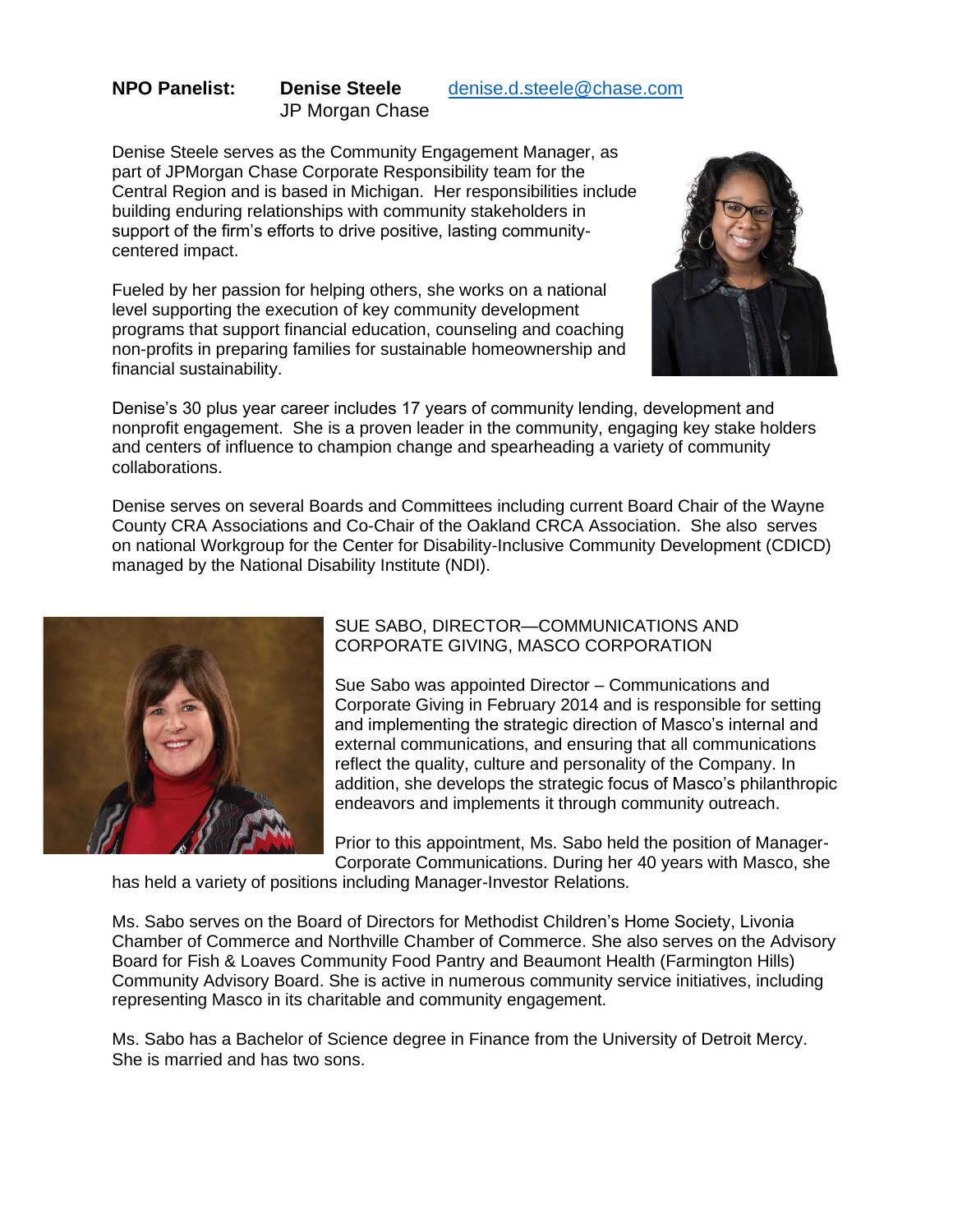**NPO Panelist:** **Denise Steele** denise.d.steele@chase.com
JP Morgan Chase

Denise Steele serves as the Community Engagement Manager, as part of JPMorgan Chase Corporate Responsibility team for the Central Region and is based in Michigan. Her responsibilities include building enduring relationships with community stakeholders in support of the firm's efforts to drive positive, lasting community-centered impact.

Fueled by her passion for helping others, she works on a national level supporting the execution of key community development programs that support financial education, counseling and coaching non-profits in preparing families for sustainable homeownership and financial sustainability.

Denise's 30 plus year career includes 17 years of community lending, development and nonprofit engagement. She is a proven leader in the community, engaging key stake holders and centers of influence to champion change and spearheading a variety of community collaborations.

Denise serves on several Boards and Committees including current Board Chair of the Wayne County CRA Associations and Co-Chair of the Oakland CRCA Association. She also serves on national Workgroup for the Center for Disability-Inclusive Community Development (CDICD) managed by the National Disability Institute (NDI).

SUE SABO, DIRECTOR—COMMUNICATIONS AND CORPORATE GIVING, MASCO CORPORATION

Sue Sabo was appointed Director – Communications and Corporate Giving in February 2014 and is responsible for setting and implementing the strategic direction of Masco's internal and external communications, and ensuring that all communications reflect the quality, culture and personality of the Company. In addition, she develops the strategic focus of Masco's philanthropic endeavors and implements it through community outreach.

Prior to this appointment, Ms. Sabo held the position of Manager-Corporate Communications. During her 40 years with Masco, she has held a variety of positions including Manager-Investor Relations.

Ms. Sabo serves on the Board of Directors for Methodist Children's Home Society, Livonia Chamber of Commerce and Northville Chamber of Commerce. She also serves on the Advisory Board for Fish & Loaves Community Food Pantry and Beaumont Health (Farmington Hills) Community Advisory Board. She is active in numerous community service initiatives, including representing Masco in its charitable and community engagement.

Ms. Sabo has a Bachelor of Science degree in Finance from the University of Detroit Mercy. She is married and has two sons.